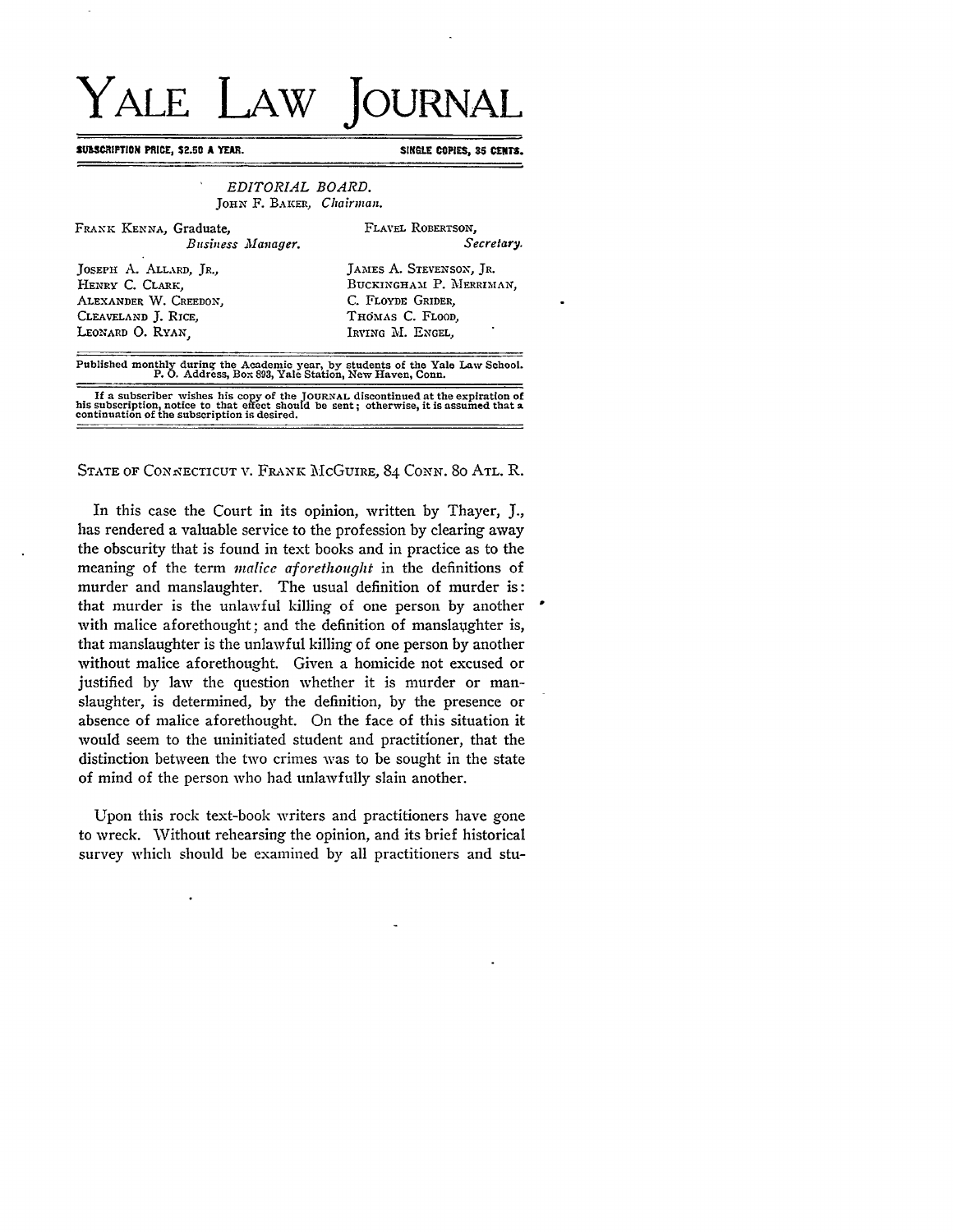# YALE LAW JOURNAL

SUBSCRIPTION PRICE, $2.50 A YEAR. SINGLE COPIES, 35 CENTS.

*EDITORIAL BOARD.*
JOHN F. BAKER, *Chairman.*

FRANK KENNA, Graduate, *Business Manager.*

FLAVEL ROBERTSON, *Secretary.*

JOSEPH A. ALLARD, JR.,
HENRY C. CLARK,
ALEXANDER W. CREEDON,
CLEAVELAND J. RICE,
LEONARD O. RYAN,

JAMES A. STEVENSON, JR.
BUCKINGHAM P. MERRIMAN,
C. FLOYDE GRIDER,
THOMAS C. FLOOD,
IRVING M. ENGEL,

Published monthly during the Academic year, by students of the Yale Law School. P. O. Address, Box 893, Yale Station, New Haven, Conn.

If a subscriber wishes his copy of the JOURNAL discontinued at the expiration of his subscription, notice to that effect should be sent; otherwise, it is assumed that a continuation of the subscription is desired.

STATE OF CONNECTICUT V. FRANK MCGUIRE, 84 CONN. 80 ATL. R.

In this case the Court in its opinion, written by Thayer, J., has rendered a valuable service to the profession by clearing away the obscurity that is found in text books and in practice as to the meaning of the term *malice aforethought* in the definitions of murder and manslaughter. The usual definition of murder is: that murder is the unlawful killing of one person by another with malice aforethought; and the definition of manslaughter is, that manslaughter is the unlawful killing of one person by another without malice aforethought. Given a homicide not excused or justified by law the question whether it is murder or manslaughter, is determined, by the definition, by the presence or absence of malice aforethought. On the face of this situation it would seem to the uninitiated student and practitioner, that the distinction between the two crimes was to be sought in the state of mind of the person who had unlawfully slain another.

Upon this rock text-book writers and practitioners have gone to wreck. Without rehearsing the opinion, and its brief historical survey which should be examined by all practitioners and stu-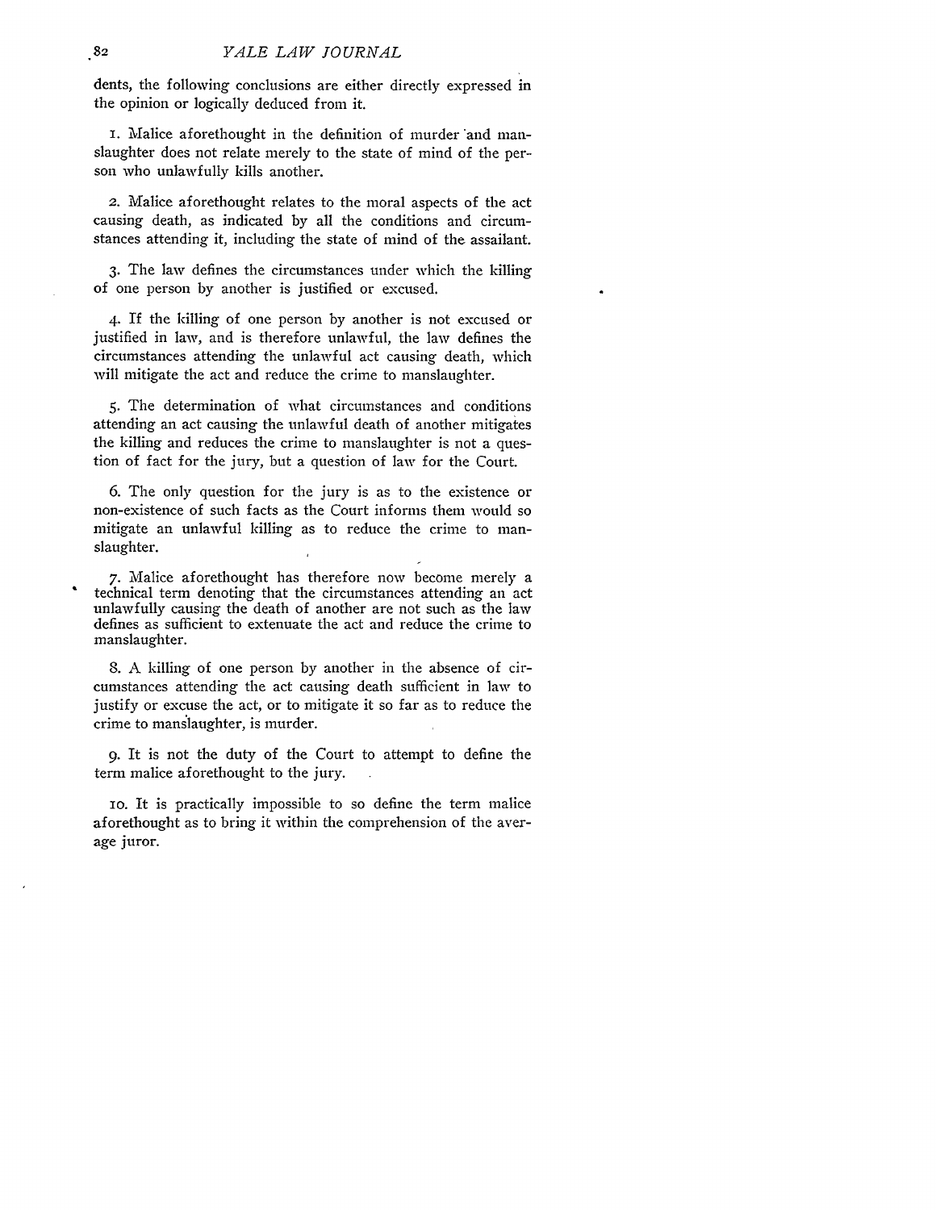dents, the following conclusions are either directly expressed in the opinion or logically deduced from it.

1. Malice aforethought in the definition of murder and manslaughter does not relate merely to the state of mind of the person who unlawfully kills another.

2. Malice aforethought relates to the moral aspects of the act causing death, as indicated by all the conditions and circumstances attending it, including the state of mind of the assailant.

3. The law defines the circumstances under which the killing of one person by another is justified or excused.

4. If the killing of one person by another is not excused or justified in law, and is therefore unlawful, the law defines the circumstances attending the unlawful act causing death, which will mitigate the act and reduce the crime to manslaughter.

5. The determination of what circumstances and conditions attending an act causing the unlawful death of another mitigates the killing and reduces the crime to manslaughter is not a question of fact for the jury, but a question of law for the Court.

6. The only question for the jury is as to the existence or non-existence of such facts as the Court informs them would so mitigate an unlawful killing as to reduce the crime to manslaughter.

7. Malice aforethought has therefore now become merely a technical term denoting that the circumstances attending an act unlawfully causing the death of another are not such as the law defines as sufficient to extenuate the act and reduce the crime to manslaughter.

8. A killing of one person by another in the absence of circumstances attending the act causing death sufficient in law to justify or excuse the act, or to mitigate it so far as to reduce the crime to manslaughter, is murder.

9. It is not the duty of the Court to attempt to define the term malice aforethought to the jury.

10. It is practically impossible to so define the term malice aforethought as to bring it within the comprehension of the average juror.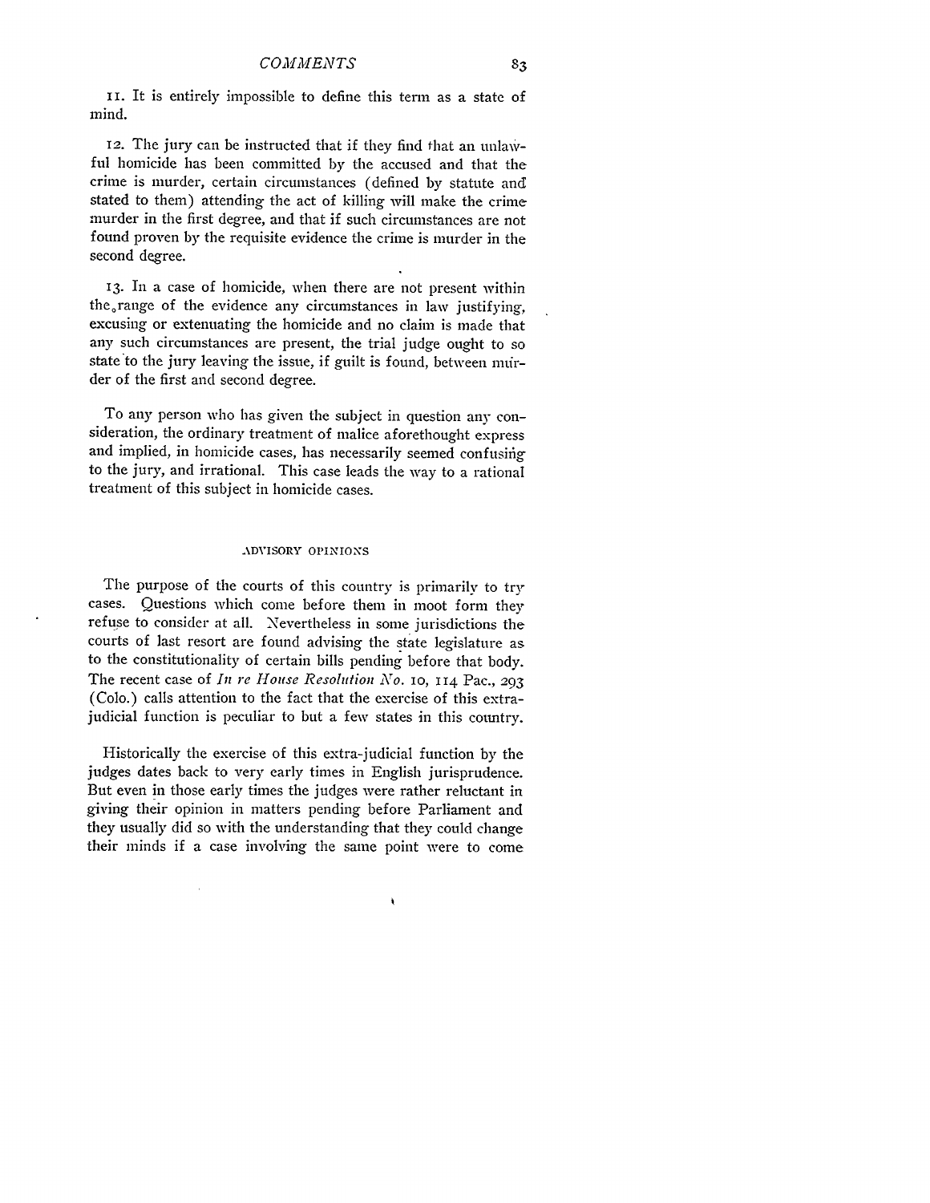11. It is entirely impossible to define this term as a state of mind.

12. The jury can be instructed that if they find that an unlawful homicide has been committed by the accused and that the crime is murder, certain circumstances (defined by statute and stated to them) attending the act of killing will make the crime murder in the first degree, and that if such circumstances are not found proven by the requisite evidence the crime is murder in the second degree.

13. In a case of homicide, when there are not present within the range of the evidence any circumstances in law justifying, excusing or extenuating the homicide and no claim is made that any such circumstances are present, the trial judge ought to so state to the jury leaving the issue, if guilt is found, between murder of the first and second degree.

To any person who has given the subject in question any consideration, the ordinary treatment of malice aforethought express and implied, in homicide cases, has necessarily seemed confusing to the jury, and irrational. This case leads the way to a rational treatment of this subject in homicide cases.

## ADVISORY OPINIONS

The purpose of the courts of this country is primarily to try cases. Questions which come before them in moot form they refuse to consider at all. Nevertheless in some jurisdictions the courts of last resort are found advising the state legislature as to the constitutionality of certain bills pending before that body. The recent case of *In re House Resolution No.* 10, 114 Pac., 293 (Colo.) calls attention to the fact that the exercise of this extra-judicial function is peculiar to but a few states in this country.

Historically the exercise of this extra-judicial function by the judges dates back to very early times in English jurisprudence. But even in those early times the judges were rather reluctant in giving their opinion in matters pending before Parliament and they usually did so with the understanding that they could change their minds if a case involving the same point were to come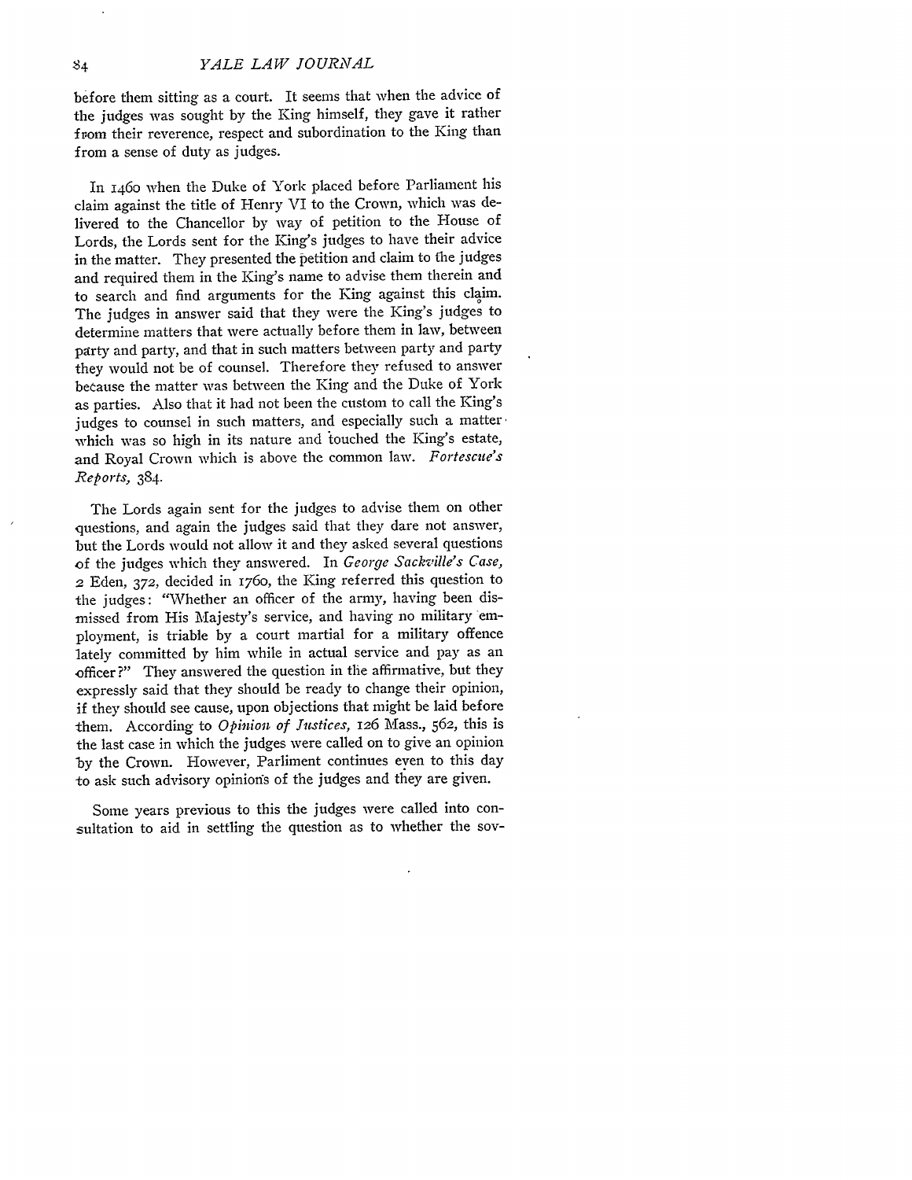before them sitting as a court. It seems that when the advice of the judges was sought by the King himself, they gave it rather from their reverence, respect and subordination to the King than from a sense of duty as judges.

In 1460 when the Duke of York placed before Parliament his claim against the title of Henry VI to the Crown, which was delivered to the Chancellor by way of petition to the House of Lords, the Lords sent for the King's judges to have their advice in the matter. They presented the petition and claim to the judges and required them in the King's name to advise them therein and to search and find arguments for the King against this claim. The judges in answer said that they were the King's judges to determine matters that were actually before them in law, between party and party, and that in such matters between party and party they would not be of counsel. Therefore they refused to answer because the matter was between the King and the Duke of York as parties. Also that it had not been the custom to call the King's judges to counsel in such matters, and especially such a matter which was so high in its nature and touched the King's estate, and Royal Crown which is above the common law. *Fortescue's Reports*, 384.

The Lords again sent for the judges to advise them on other questions, and again the judges said that they dare not answer, but the Lords would not allow it and they asked several questions of the judges which they answered. In *George Sackville's Case*, 2 Eden, 372, decided in 1760, the King referred this question to the judges: "Whether an officer of the army, having been dismissed from His Majesty's service, and having no military employment, is triable by a court martial for a military offence lately committed by him while in actual service and pay as an officer?" They answered the question in the affirmative, but they expressly said that they should be ready to change their opinion, if they should see cause, upon objections that might be laid before them. According to *Opinion of Justices*, 126 Mass., 562, this is the last case in which the judges were called on to give an opinion by the Crown. However, Parliment continues even to this day to ask such advisory opinions of the judges and they are given.

Some years previous to this the judges were called into consultation to aid in settling the question as to whether the sov-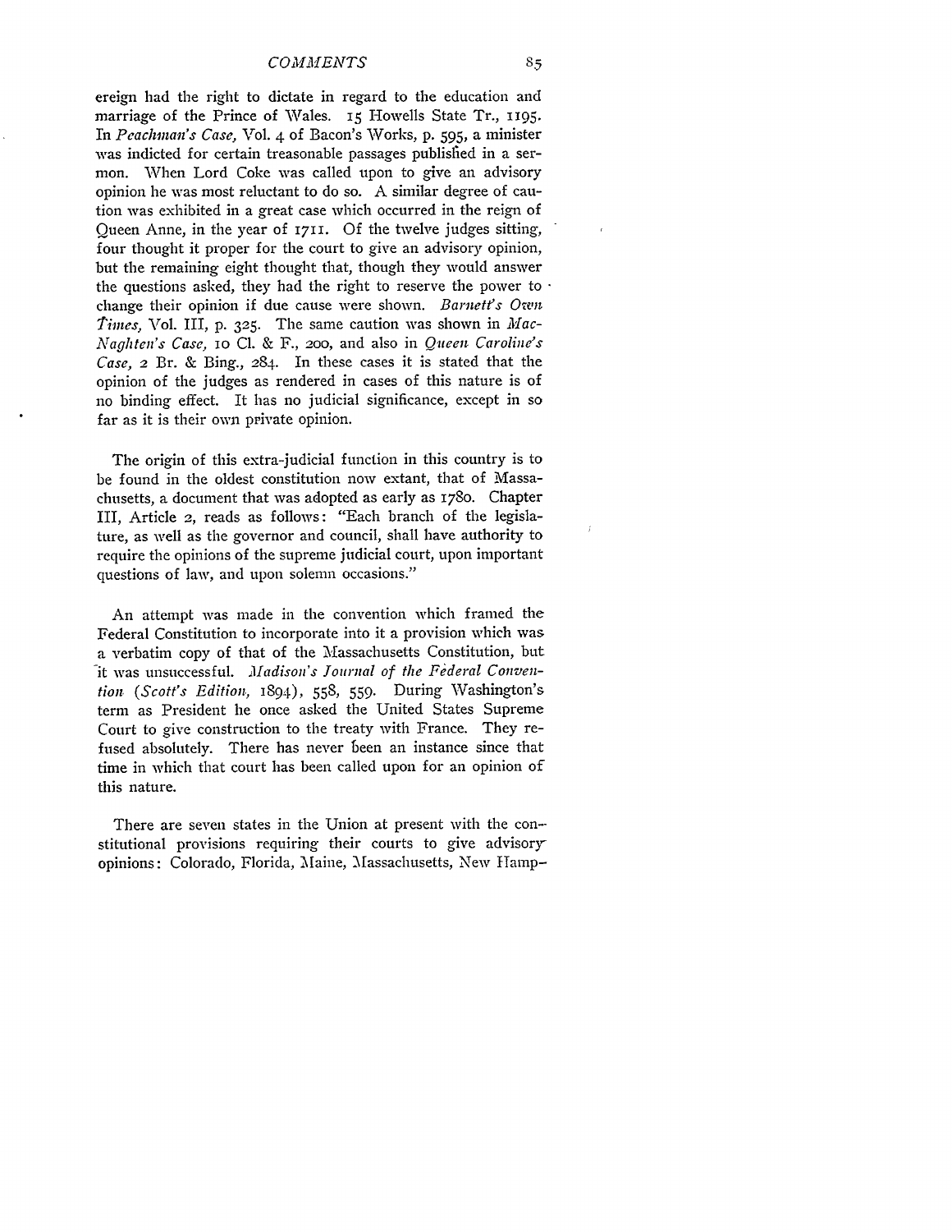ereign had the right to dictate in regard to the education and marriage of the Prince of Wales. 15 Howells State Tr., 1195. In *Peachman's Case*, Vol. 4 of Bacon's Works, p. 595, a minister was indicted for certain treasonable passages published in a sermon. When Lord Coke was called upon to give an advisory opinion he was most reluctant to do so. A similar degree of caution was exhibited in a great case which occurred in the reign of Queen Anne, in the year of 1711. Of the twelve judges sitting, four thought it proper for the court to give an advisory opinion, but the remaining eight thought that, though they would answer the questions asked, they had the right to reserve the power to change their opinion if due cause were shown. *Barnett's Own Times*, Vol. III, p. 325. The same caution was shown in *MacNaghten's Case*, 10 Cl. & F., 200, and also in *Queen Caroline's Case*, 2 Br. & Bing., 284. In these cases it is stated that the opinion of the judges as rendered in cases of this nature is of no binding effect. It has no judicial significance, except in so far as it is their own private opinion.

The origin of this extra-judicial function in this country is to be found in the oldest constitution now extant, that of Massachusetts, a document that was adopted as early as 1780. Chapter III, Article 2, reads as follows: "Each branch of the legislature, as well as the governor and council, shall have authority to require the opinions of the supreme judicial court, upon important questions of law, and upon solemn occasions."

An attempt was made in the convention which framed the Federal Constitution to incorporate into it a provision which was a verbatim copy of that of the Massachusetts Constitution, but it was unsuccessful. *Madison's Journal of the Federal Convention (Scott's Edition*, 1894), 558, 559. During Washington's term as President he once asked the United States Supreme Court to give construction to the treaty with France. They refused absolutely. There has never been an instance since that time in which that court has been called upon for an opinion of this nature.

There are seven states in the Union at present with the constitutional provisions requiring their courts to give advisory opinions: Colorado, Florida, Maine, Massachusetts, New Hamp-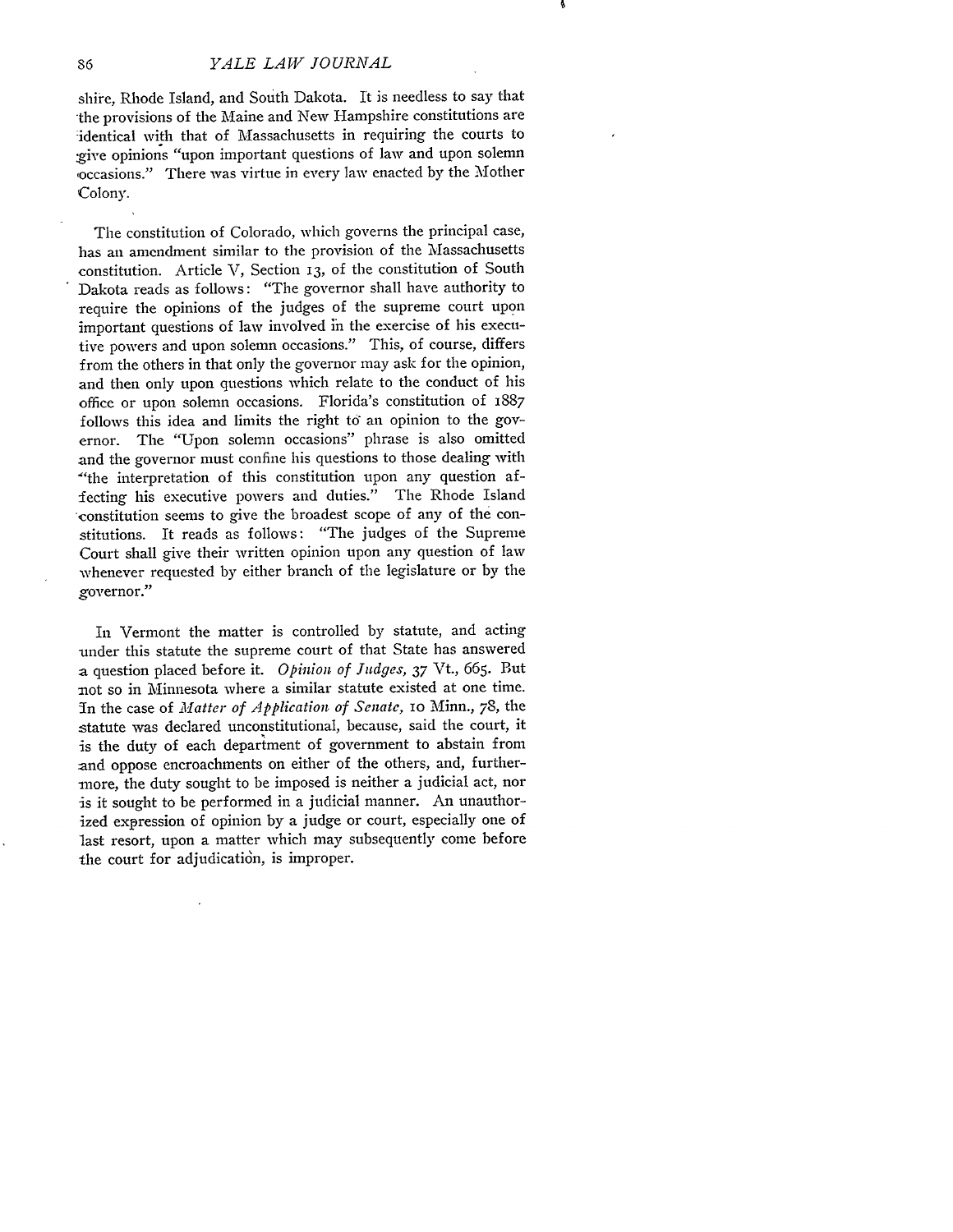shire, Rhode Island, and South Dakota. It is needless to say that the provisions of the Maine and New Hampshire constitutions are identical with that of Massachusetts in requiring the courts to give opinions "upon important questions of law and upon solemn occasions." There was virtue in every law enacted by the Mother Colony.

The constitution of Colorado, which governs the principal case, has an amendment similar to the provision of the Massachusetts constitution. Article V, Section 13, of the constitution of South Dakota reads as follows: "The governor shall have authority to require the opinions of the judges of the supreme court upon important questions of law involved in the exercise of his executive powers and upon solemn occasions." This, of course, differs from the others in that only the governor may ask for the opinion, and then only upon questions which relate to the conduct of his office or upon solemn occasions. Florida's constitution of 1887 follows this idea and limits the right to an opinion to the governor. The "Upon solemn occasions" phrase is also omitted and the governor must confine his questions to those dealing with "the interpretation of this constitution upon any question affecting his executive powers and duties." The Rhode Island constitution seems to give the broadest scope of any of the constitutions. It reads as follows: "The judges of the Supreme Court shall give their written opinion upon any question of law whenever requested by either branch of the legislature or by the governor."

In Vermont the matter is controlled by statute, and acting under this statute the supreme court of that State has answered a question placed before it. *Opinion of Judges*, 37 Vt., 665. But not so in Minnesota where a similar statute existed at one time. In the case of *Matter of Application of Senate*, 10 Minn., 78, the statute was declared unconstitutional, because, said the court, it is the duty of each department of government to abstain from and oppose encroachments on either of the others, and, furthermore, the duty sought to be imposed is neither a judicial act, nor is it sought to be performed in a judicial manner. An unauthorized expression of opinion by a judge or court, especially one of last resort, upon a matter which may subsequently come before the court for adjudication, is improper.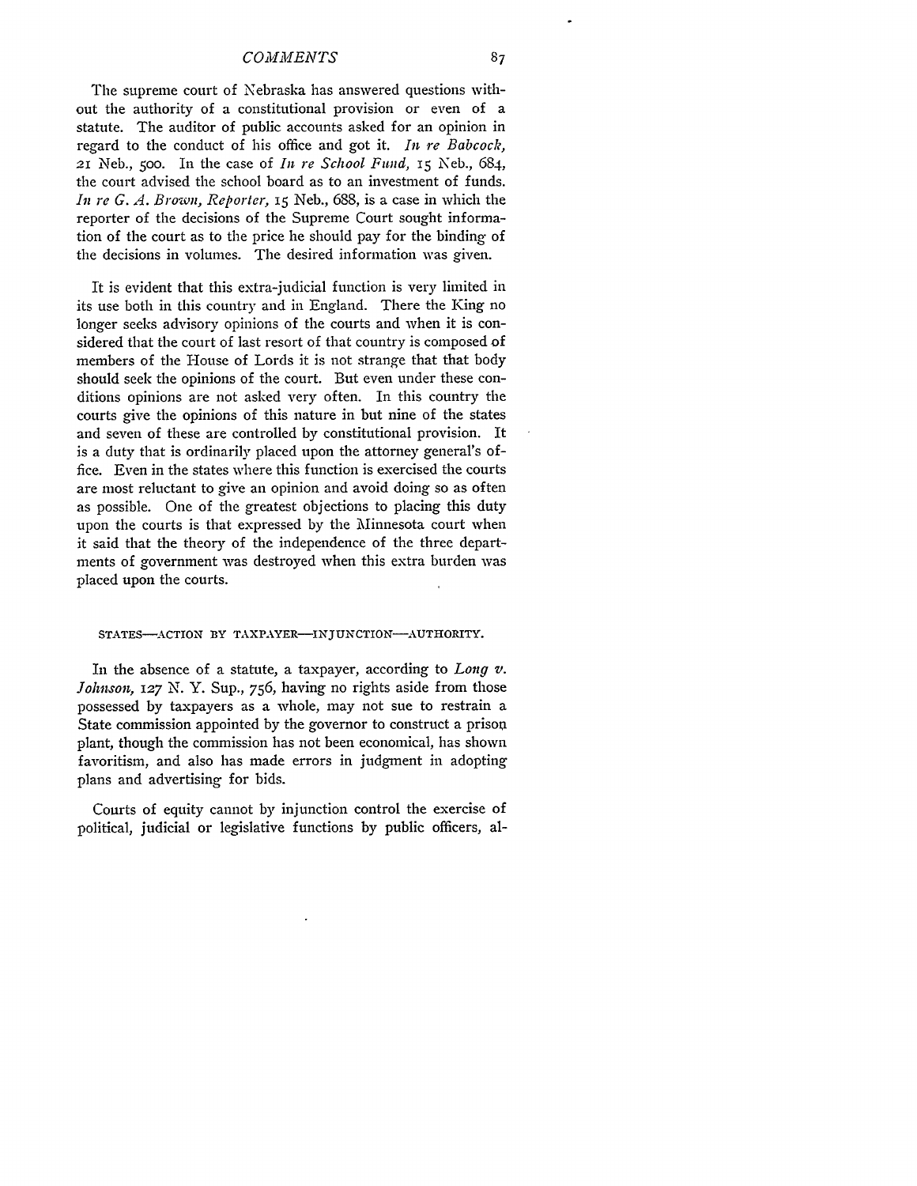The supreme court of Nebraska has answered questions without the authority of a constitutional provision or even of a statute. The auditor of public accounts asked for an opinion in regard to the conduct of his office and got it. *In re Babcock*, 21 Neb., 500. In the case of *In re School Fund*, 15 Neb., 684, the court advised the school board as to an investment of funds. *In re G. A. Brown, Reporter*, 15 Neb., 688, is a case in which the reporter of the decisions of the Supreme Court sought information of the court as to the price he should pay for the binding of the decisions in volumes. The desired information was given.

It is evident that this extra-judicial function is very limited in its use both in this country and in England. There the King no longer seeks advisory opinions of the courts and when it is considered that the court of last resort of that country is composed of members of the House of Lords it is not strange that that body should seek the opinions of the court. But even under these conditions opinions are not asked very often. In this country the courts give the opinions of this nature in but nine of the states and seven of these are controlled by constitutional provision. It is a duty that is ordinarily placed upon the attorney general's office. Even in the states where this function is exercised the courts are most reluctant to give an opinion and avoid doing so as often as possible. One of the greatest objections to placing this duty upon the courts is that expressed by the Minnesota court when it said that the theory of the independence of the three departments of government was destroyed when this extra burden was placed upon the courts.

### STATES—ACTION BY TAXPAYER—INJUNCTION—AUTHORITY.

In the absence of a statute, a taxpayer, according to *Long v. Johnson*, 127 N. Y. Sup., 756, having no rights aside from those possessed by taxpayers as a whole, may not sue to restrain a State commission appointed by the governor to construct a prison plant, though the commission has not been economical, has shown favoritism, and also has made errors in judgment in adopting plans and advertising for bids.

Courts of equity cannot by injunction control the exercise of political, judicial or legislative functions by public officers, al-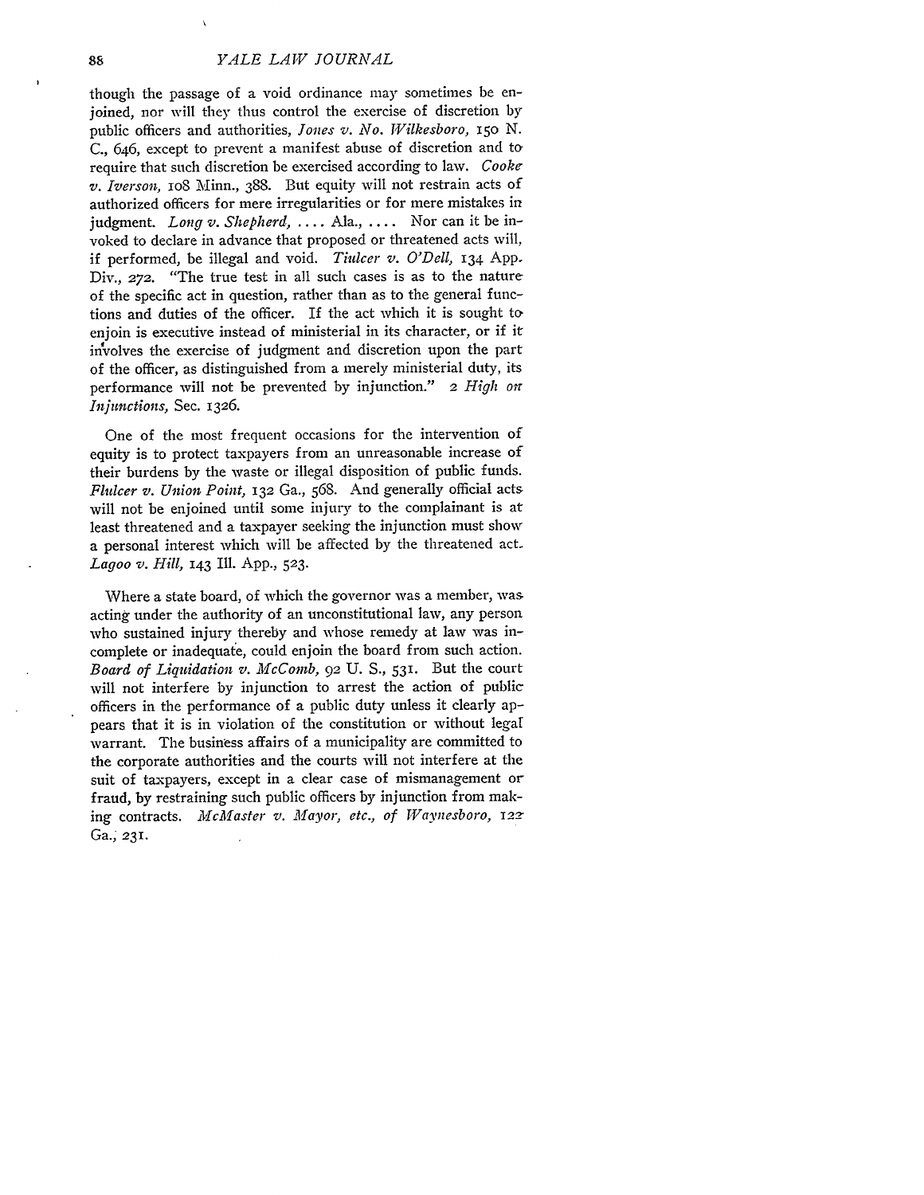though the passage of a void ordinance may sometimes be enjoined, nor will they thus control the exercise of discretion by public officers and authorities, *Jones v. No. Wilkesboro*, 150 N. C., 646, except to prevent a manifest abuse of discretion and to require that such discretion be exercised according to law. *Cooke v. Iverson*, 108 Minn., 388. But equity will not restrain acts of authorized officers for mere irregularities or for mere mistakes in judgment. *Long v. Shepherd*, .... Ala., .... Nor can it be invoked to declare in advance that proposed or threatened acts will, if performed, be illegal and void. *Tiulcer v. O'Dell*, 134 App. Div., 272. "The true test in all such cases is as to the nature of the specific act in question, rather than as to the general functions and duties of the officer. If the act which it is sought to enjoin is executive instead of ministerial in its character, or if it involves the exercise of judgment and discretion upon the part of the officer, as distinguished from a merely ministerial duty, its performance will not be prevented by injunction." 2 *High on Injunctions*, Sec. 1326.

One of the most frequent occasions for the intervention of equity is to protect taxpayers from an unreasonable increase of their burdens by the waste or illegal disposition of public funds. *Flulcer v. Union Point*, 132 Ga., 568. And generally official acts will not be enjoined until some injury to the complainant is at least threatened and a taxpayer seeking the injunction must show a personal interest which will be affected by the threatened act. *Lagoo v. Hill*, 143 Ill. App., 523.

Where a state board, of which the governor was a member, was acting under the authority of an unconstitutional law, any person who sustained injury thereby and whose remedy at law was incomplete or inadequate, could enjoin the board from such action. *Board of Liquidation v. McComb*, 92 U. S., 531. But the court will not interfere by injunction to arrest the action of public officers in the performance of a public duty unless it clearly appears that it is in violation of the constitution or without legal warrant. The business affairs of a municipality are committed to the corporate authorities and the courts will not interfere at the suit of taxpayers, except in a clear case of mismanagement or fraud, by restraining such public officers by injunction from making contracts. *McMaster v. Mayor, etc., of Waynesboro*, 122 Ga., 231.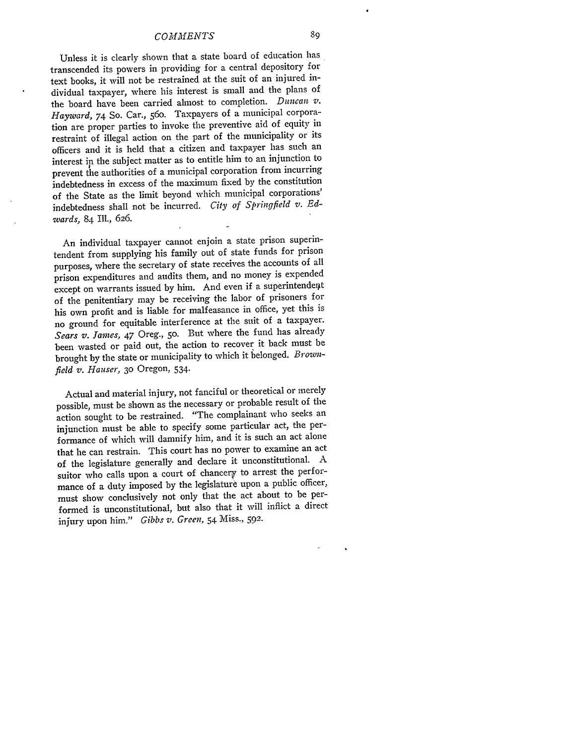Unless it is clearly shown that a state board of education has transcended its powers in providing for a central depository for text books, it will not be restrained at the suit of an injured individual taxpayer, where his interest is small and the plans of the board have been carried almost to completion. *Duncan v. Hayward*, 74 So. Car., 560. Taxpayers of a municipal corporation are proper parties to invoke the preventive aid of equity in restraint of illegal action on the part of the municipality or its officers and it is held that a citizen and taxpayer has such an interest in the subject matter as to entitle him to an injunction to prevent the authorities of a municipal corporation from incurring indebtedness in excess of the maximum fixed by the constitution of the State as the limit beyond which municipal corporations' indebtedness shall not be incurred. *City of Springfield v. Edwards*, 84 Ill., 626.

An individual taxpayer cannot enjoin a state prison superintendent from supplying his family out of state funds for prison purposes, where the secretary of state receives the accounts of all prison expenditures and audits them, and no money is expended except on warrants issued by him. And even if a superintendent of the penitentiary may be receiving the labor of prisoners for his own profit and is liable for malfeasance in office, yet this is no ground for equitable interference at the suit of a taxpayer. *Sears v. James*, 47 Oreg., 50. But where the fund has already been wasted or paid out, the action to recover it back must be brought by the state or municipality to which it belonged. *Brownfield v. Hauser*, 30 Oregon, 534.

Actual and material injury, not fanciful or theoretical or merely possible, must be shown as the necessary or probable result of the action sought to be restrained. "The complainant who seeks an injunction must be able to specify some particular act, the performance of which will damnify him, and it is such an act alone that he can restrain. This court has no power to examine an act of the legislature generally and declare it unconstitutional. A suitor who calls upon a court of chancery to arrest the performance of a duty imposed by the legislature upon a public officer, must show conclusively not only that the act about to be performed is unconstitutional, but also that it will inflict a direct injury upon him." *Gibbs v. Green*, 54 Miss., 592.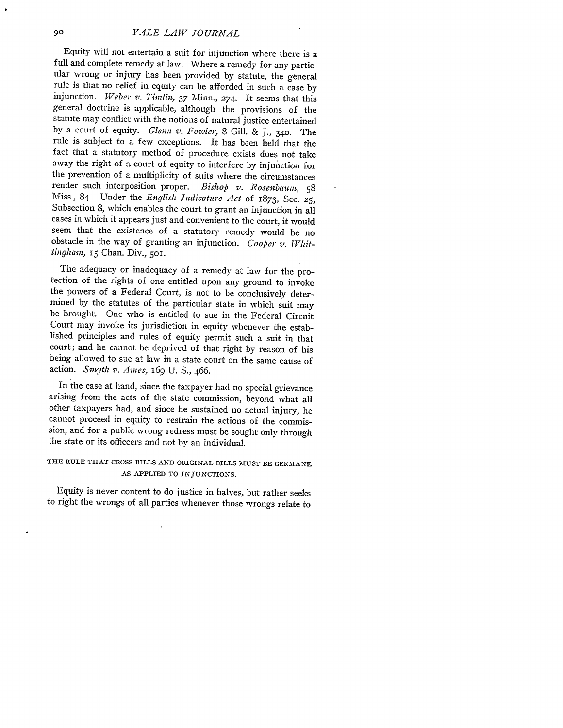Equity will not entertain a suit for injunction where there is a full and complete remedy at law. Where a remedy for any particular wrong or injury has been provided by statute, the general rule is that no relief in equity can be afforded in such a case by injunction. *Weber v. Timlin,* 37 Minn., 274. It seems that this general doctrine is applicable, although the provisions of the statute may conflict with the notions of natural justice entertained by a court of equity. *Glenn v. Fowler,* 8 Gill. & J., 340. The rule is subject to a few exceptions. It has been held that the fact that a statutory method of procedure exists does not take away the right of a court of equity to interfere by injunction for the prevention of a multiplicity of suits where the circumstances render such interposition proper. *Bishop v. Rosenbaum,* 58 Miss., 84. Under the *English Judicature Act* of 1873, Sec. 25, Subsection 8, which enables the court to grant an injunction in all cases in which it appears just and convenient to the court, it would seem that the existence of a statutory remedy would be no obstacle in the way of granting an injunction. *Cooper v. Whittingham,* 15 Chan. Div., 501.

The adequacy or inadequacy of a remedy at law for the protection of the rights of one entitled upon any ground to invoke the powers of a Federal Court, is not to be conclusively determined by the statutes of the particular state in which suit may be brought. One who is entitled to sue in the Federal Circuit Court may invoke its jurisdiction in equity whenever the established principles and rules of equity permit such a suit in that court; and he cannot be deprived of that right by reason of his being allowed to sue at law in a state court on the same cause of action. *Smyth v. Ames,* 169 U. S., 466.

In the case at hand, since the taxpayer had no special grievance arising from the acts of the state commission, beyond what all other taxpayers had, and since he sustained no actual injury, he cannot proceed in equity to restrain the actions of the commission, and for a public wrong redress must be sought only through the state or its officcers and not by an individual.

### THE RULE THAT CROSS BILLS AND ORIGINAL BILLS MUST BE GERMANE AS APPLIED TO INJUNCTIONS.

Equity is never content to do justice in halves, but rather seeks to right the wrongs of all parties whenever those wrongs relate to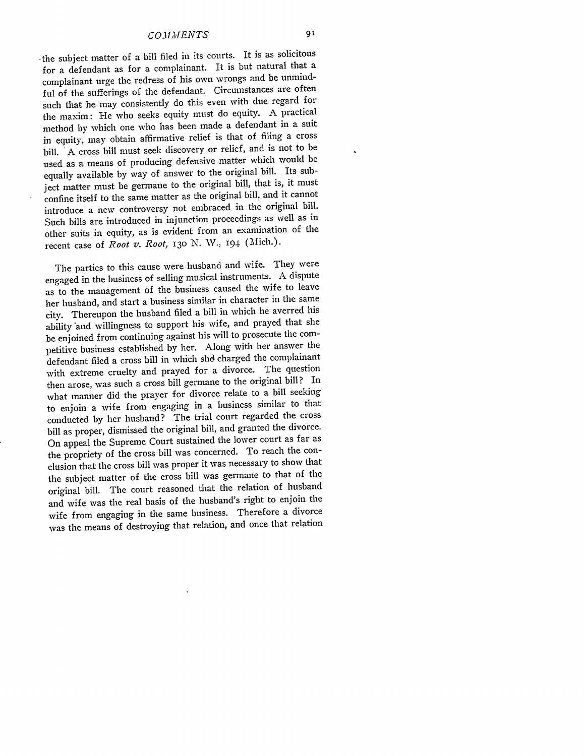the subject matter of a bill filed in its courts. It is as solicitous for a defendant as for a complainant. It is but natural that a complainant urge the redress of his own wrongs and be unmindful of the sufferings of the defendant. Circumstances are often such that he may consistently do this even with due regard for the maxim: He who seeks equity must do equity. A practical method by which one who has been made a defendant in a suit in equity, may obtain affirmative relief is that of filing a cross bill. A cross bill must seek discovery or relief, and is not to be used as a means of producing defensive matter which would be equally available by way of answer to the original bill. Its subject matter must be germane to the original bill, that is, it must confine itself to the same matter as the original bill, and it cannot introduce a new controversy not embraced in the original bill. Such bills are introduced in injunction proceedings as well as in other suits in equity, as is evident from an examination of the recent case of *Root v. Root*, 130 N. W., 194 (Mich.).

The parties to this cause were husband and wife. They were engaged in the business of selling musical instruments. A dispute as to the management of the business caused the wife to leave her husband, and start a business similar in character in the same city. Thereupon the husband filed a bill in which he averred his ability and willingness to support his wife, and prayed that she be enjoined from continuing against his will to prosecute the competitive business established by her. Along with her answer the defendant filed a cross bill in which she charged the complainant with extreme cruelty and prayed for a divorce. The question then arose, was such a cross bill germane to the original bill? In what manner did the prayer for divorce relate to a bill seeking to enjoin a wife from engaging in a business similar to that conducted by her husband? The trial court regarded the cross bill as proper, dismissed the original bill, and granted the divorce. On appeal the Supreme Court sustained the lower court as far as the propriety of the cross bill was concerned. To reach the conclusion that the cross bill was proper it was necessary to show that the subject matter of the cross bill was germane to that of the original bill. The court reasoned that the relation of husband and wife was the real basis of the husband's right to enjoin the wife from engaging in the same business. Therefore a divorce was the means of destroying that relation, and once that relation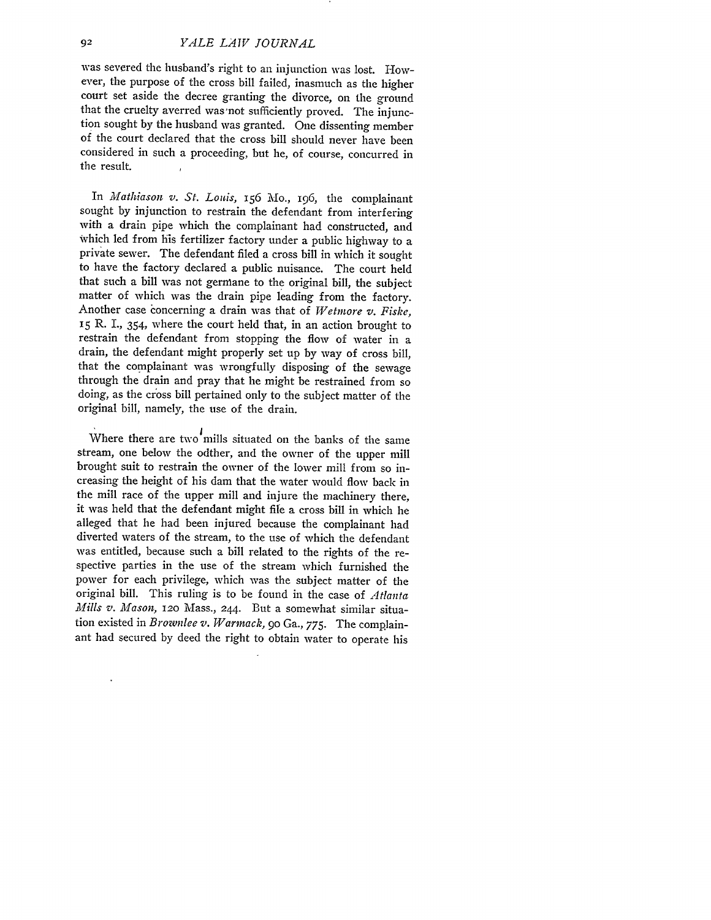was severed the husband's right to an injunction was lost. However, the purpose of the cross bill failed, inasmuch as the higher court set aside the decree granting the divorce, on the ground that the cruelty averred was not sufficiently proved. The injunction sought by the husband was granted. One dissenting member of the court declared that the cross bill should never have been considered in such a proceeding, but he, of course, concurred in the result.

In *Mathiason v. St. Louis*, 156 Mo., 196, the complainant sought by injunction to restrain the defendant from interfering with a drain pipe which the complainant had constructed, and which led from his fertilizer factory under a public highway to a private sewer. The defendant filed a cross bill in which it sought to have the factory declared a public nuisance. The court held that such a bill was not germane to the original bill, the subject matter of which was the drain pipe leading from the factory. Another case concerning a drain was that of *Wetmore v. Fiske*, 15 R. I., 354, where the court held that, in an action brought to restrain the defendant from stopping the flow of water in a drain, the defendant might properly set up by way of cross bill, that the complainant was wrongfully disposing of the sewage through the drain and pray that he might be restrained from so doing, as the cross bill pertained only to the subject matter of the original bill, namely, the use of the drain.

Where there are two mills situated on the banks of the same stream, one below the odther, and the owner of the upper mill brought suit to restrain the owner of the lower mill from so increasing the height of his dam that the water would flow back in the mill race of the upper mill and injure the machinery there, it was held that the defendant might file a cross bill in which he alleged that he had been injured because the complainant had diverted waters of the stream, to the use of which the defendant was entitled, because such a bill related to the rights of the respective parties in the use of the stream which furnished the power for each privilege, which was the subject matter of the original bill. This ruling is to be found in the case of *Atlanta Mills v. Mason*, 120 Mass., 244. But a somewhat similar situation existed in *Brownlee v. Warmack*, 90 Ga., 775. The complainant had secured by deed the right to obtain water to operate his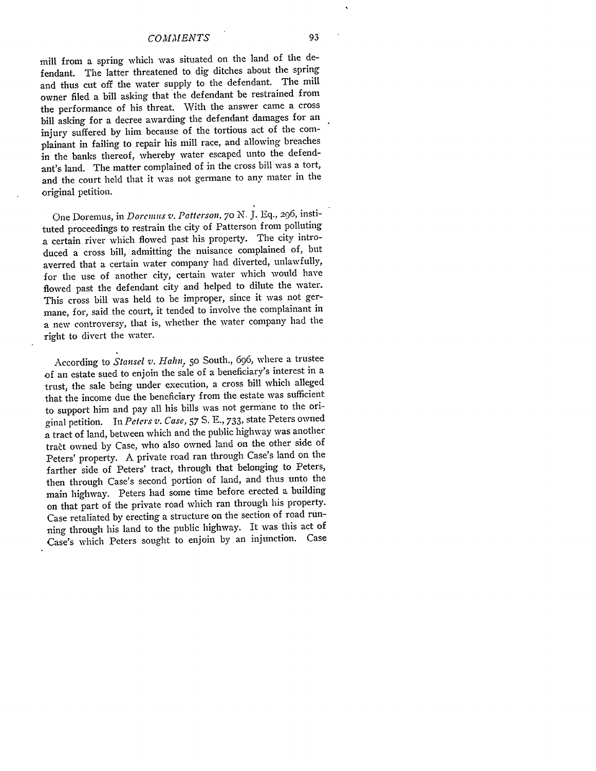mill from a spring which was situated on the land of the defendant. The latter threatened to dig ditches about the spring and thus cut off the water supply to the defendant. The mill owner filed a bill asking that the defendant be restrained from the performance of his threat. With the answer came a cross bill asking for a decree awarding the defendant damages for an injury suffered by him because of the tortious act of the complainant in failing to repair his mill race, and allowing breaches in the banks thereof, whereby water escaped unto the defendant's land. The matter complained of in the cross bill was a tort, and the court held that it was not germane to any mater in the original petition.

One Doremus, in *Doremus v. Patterson*, 70 N. J. Eq., 296, instituted proceedings to restrain the city of Patterson from polluting a certain river which flowed past his property. The city introduced a cross bill, admitting the nuisance complained of, but averred that a certain water company had diverted, unlawfully, for the use of another city, certain water which would have flowed past the defendant city and helped to dilute the water. This cross bill was held to be improper, since it was not germane, for, said the court, it tended to involve the complainant in a new controversy, that is, whether the water company had the right to divert the water.

According to *Stansel v. Hahn*, 50 South., 696, where a trustee of an estate sued to enjoin the sale of a beneficiary's interest in a trust, the sale being under execution, a cross bill which alleged that the income due the beneficiary from the estate was sufficient to support him and pay all his bills was not germane to the original petition. In *Peters v. Case*, 57 S. E., 733, state Peters owned a tract of land, between which and the public highway was another tract owned by Case, who also owned land on the other side of Peters' property. A private road ran through Case's land on the farther side of Peters' tract, through that belonging to Peters, then through Case's second portion of land, and thus unto the main highway. Peters had some time before erected a building on that part of the private road which ran through his property. Case retaliated by erecting a structure on the section of road running through his land to the public highway. It was this act of Case's which Peters sought to enjoin by an injunction. Case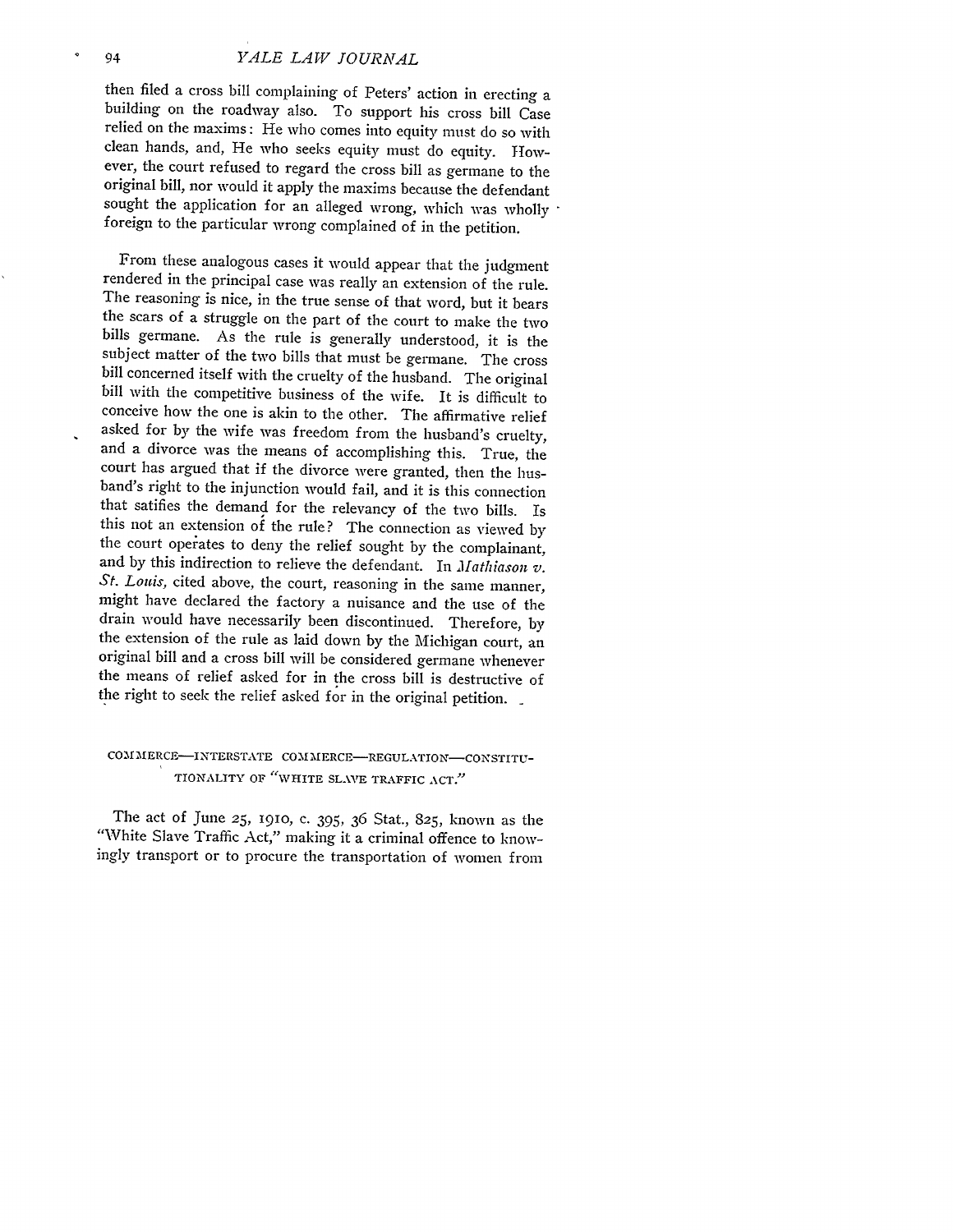then filed a cross bill complaining of Peters' action in erecting a building on the roadway also. To support his cross bill Case relied on the maxims: He who comes into equity must do so with clean hands, and, He who seeks equity must do equity. However, the court refused to regard the cross bill as germane to the original bill, nor would it apply the maxims because the defendant sought the application for an alleged wrong, which was wholly foreign to the particular wrong complained of in the petition.

From these analogous cases it would appear that the judgment rendered in the principal case was really an extension of the rule. The reasoning is nice, in the true sense of that word, but it bears the scars of a struggle on the part of the court to make the two bills germane. As the rule is generally understood, it is the subject matter of the two bills that must be germane. The cross bill concerned itself with the cruelty of the husband. The original bill with the competitive business of the wife. It is difficult to conceive how the one is akin to the other. The affirmative relief asked for by the wife was freedom from the husband's cruelty, and a divorce was the means of accomplishing this. True, the court has argued that if the divorce were granted, then the husband's right to the injunction would fail, and it is this connection that satisfies the demand for the relevancy of the two bills. Is this not an extension of the rule? The connection as viewed by the court operates to deny the relief sought by the complainant, and by this indirection to relieve the defendant. In *Mathiason v. St. Louis*, cited above, the court, reasoning in the same manner, might have declared the factory a nuisance and the use of the drain would have necessarily been discontinued. Therefore, by the extension of the rule as laid down by the Michigan court, an original bill and a cross bill will be considered germane whenever the means of relief asked for in the cross bill is destructive of the right to seek the relief asked for in the original petition.

### COMMERCE—INTERSTATE COMMERCE—REGULATION—CONSTITUTIONALITY OF "WHITE SLAVE TRAFFIC ACT."

The act of June 25, 1910, c. 395, 36 Stat., 825, known as the "White Slave Traffic Act," making it a criminal offence to knowingly transport or to procure the transportation of women from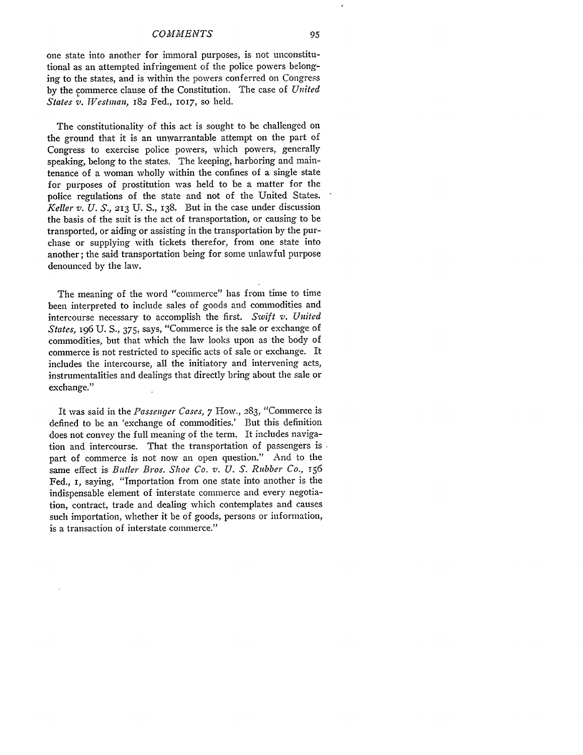one state into another for immoral purposes, is not unconstitutional as an attempted infringement of the police powers belonging to the states, and is within the powers conferred on Congress by the commerce clause of the Constitution. The case of *United States v. Westman*, 182 Fed., 1017, so held.

The constitutionality of this act is sought to be challenged on the ground that it is an unwarrantable attempt on the part of Congress to exercise police powers, which powers, generally speaking, belong to the states. The keeping, harboring and maintenance of a woman wholly within the confines of a single state for purposes of prostitution was held to be a matter for the police regulations of the state and not of the United States. *Keller v. U. S.*, 213 U. S., 138. But in the case under discussion the basis of the suit is the act of transportation, or causing to be transported, or aiding or assisting in the transportation by the purchase or supplying with tickets therefor, from one state into another; the said transportation being for some unlawful purpose denounced by the law.

The meaning of the word "commerce" has from time to time been interpreted to include sales of goods and commodities and intercourse necessary to accomplish the first. *Swift v. United States*, 196 U. S., 375, says, "Commerce is the sale or exchange of commodities, but that which the law looks upon as the body of commerce is not restricted to specific acts of sale or exchange. It includes the intercourse, all the initiatory and intervening acts, instrumentalities and dealings that directly bring about the sale or exchange."

It was said in the *Passenger Cases*, 7 How., 283, "Commerce is defined to be an 'exchange of commodities.' But this definition does not convey the full meaning of the term. It includes navigation and intercourse. That the transportation of passengers is part of commerce is not now an open question." And to the same effect is *Butler Bros. Shoe Co. v. U. S. Rubber Co.*, 156 Fed., 1, saying, "Importation from one state into another is the indispensable element of interstate commerce and every negotiation, contract, trade and dealing which contemplates and causes such importation, whether it be of goods, persons or information, is a transaction of interstate commerce."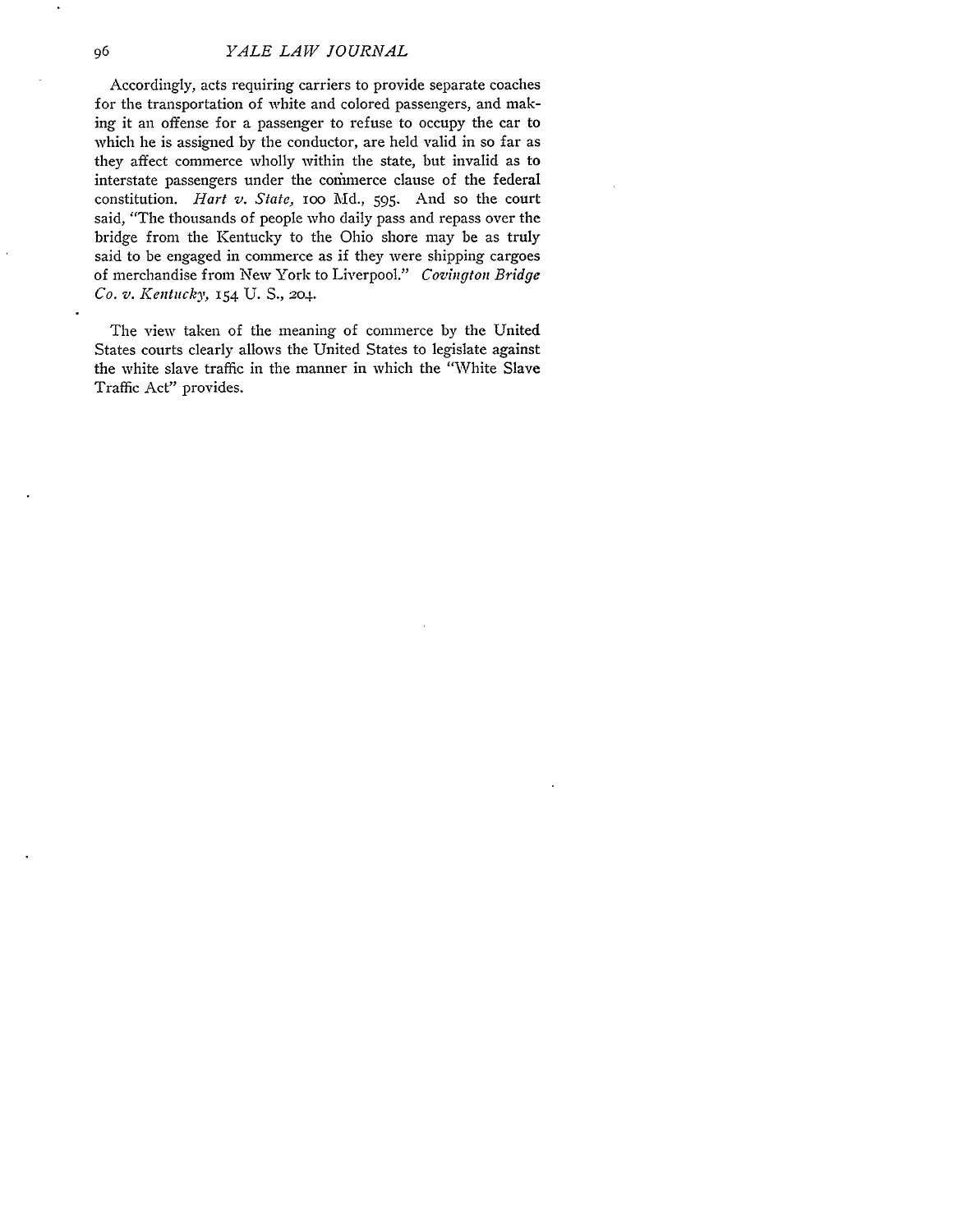Accordingly, acts requiring carriers to provide separate coaches for the transportation of white and colored passengers, and making it an offense for a passenger to refuse to occupy the car to which he is assigned by the conductor, are held valid in so far as they affect commerce wholly within the state, but invalid as to interstate passengers under the commerce clause of the federal constitution. *Hart v. State,* 100 Md., 595. And so the court said, "The thousands of people who daily pass and repass over the bridge from the Kentucky to the Ohio shore may be as truly said to be engaged in commerce as if they were shipping cargoes of merchandise from New York to Liverpool." *Covington Bridge Co. v. Kentucky,* 154 U. S., 204.

The view taken of the meaning of commerce by the United States courts clearly allows the United States to legislate against the white slave traffic in the manner in which the "White Slave Traffic Act" provides.